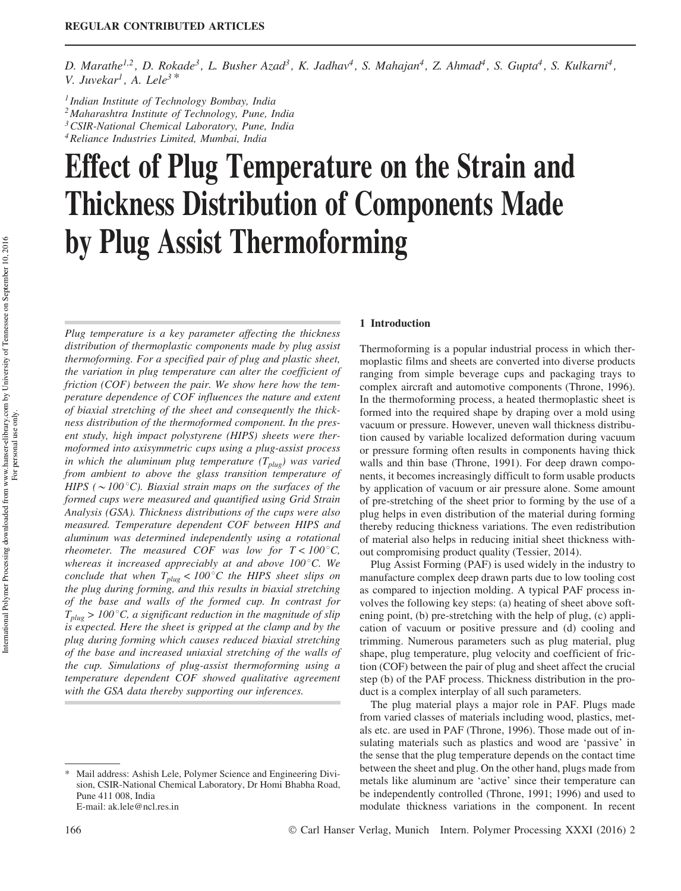**REGULAR CONTRIBUTED ARTICLES**

*D. Marathe[1,2], D. Rokade[3], L. Busher Azad[3], K. Jadhav[4], S. Mahajan[4], Z. Ahmad[4], S. Gupta[4], S. Kulkarni[4], V. Juvekar[1], A. Lele[3]\**

*[1] Indian Institute of Technology Bombay, India*
*[2] Maharashtra Institute of Technology, Pune, India*
*[3] CSIR-National Chemical Laboratory, Pune, India*
*[4] Reliance Industries Limited, Mumbai, India*

# Effect of Plug Temperature on the Strain and Thickness Distribution of Components Made by Plug Assist Thermoforming

*Plug temperature is a key parameter affecting the thickness distribution of thermoplastic components made by plug assist thermoforming. For a specified pair of plug and plastic sheet, the variation in plug temperature can alter the coefficient of friction (COF) between the pair. We show here how the temperature dependence of COF influences the nature and extent of biaxial stretching of the sheet and consequently the thickness distribution of the thermoformed component. In the present study, high impact polystyrene (HIPS) sheets were thermoformed into axisymmetric cups using a plug-assist process in which the aluminum plug temperature ($T_{plug}$) was varied from ambient to above the glass transition temperature of HIPS ($\sim 100\,^{\circ}C$). Biaxial strain maps on the surfaces of the formed cups were measured and quantified using Grid Strain Analysis (GSA). Thickness distributions of the cups were also measured. Temperature dependent COF between HIPS and aluminum was determined independently using a rotational rheometer. The measured COF was low for $T < 100\,^{\circ}C$, whereas it increased appreciably at and above $100\,^{\circ}C$. We conclude that when $T_{plug} < 100\,^{\circ}C$ the HIPS sheet slips on the plug during forming, and this results in biaxial stretching of the base and walls of the formed cup. In contrast for $T_{plug} > 100\,^{\circ}C$, a significant reduction in the magnitude of slip is expected. Here the sheet is gripped at the clamp and by the plug during forming which causes reduced biaxial stretching of the base and increased uniaxial stretching of the walls of the cup. Simulations of plug-assist thermoforming using a temperature dependent COF showed qualitative agreement with the GSA data thereby supporting our inferences.*

\* Mail address: Ashish Lele, Polymer Science and Engineering Division, CSIR-National Chemical Laboratory, Dr Homi Bhabha Road, Pune 411 008, India
E-mail: ak.lele@ncl.res.in

## 1 Introduction

Thermoforming is a popular industrial process in which thermoplastic films and sheets are converted into diverse products ranging from simple beverage cups and packaging trays to complex aircraft and automotive components (Throne, 1996). In the thermoforming process, a heated thermoplastic sheet is formed into the required shape by draping over a mold using vacuum or pressure. However, uneven wall thickness distribution caused by variable localized deformation during vacuum or pressure forming often results in components having thick walls and thin base (Throne, 1991). For deep drawn components, it becomes increasingly difficult to form usable products by application of vacuum or air pressure alone. Some amount of pre-stretching of the sheet prior to forming by the use of a plug helps in even distribution of the material during forming thereby reducing thickness variations. The even redistribution of material also helps in reducing initial sheet thickness without compromising product quality (Tessier, 2014).

Plug Assist Forming (PAF) is used widely in the industry to manufacture complex deep drawn parts due to low tooling cost as compared to injection molding. A typical PAF process involves the following key steps: (a) heating of sheet above softening point, (b) pre-stretching with the help of plug, (c) application of vacuum or positive pressure and (d) cooling and trimming. Numerous parameters such as plug material, plug shape, plug temperature, plug velocity and coefficient of friction (COF) between the pair of plug and sheet affect the crucial step (b) of the PAF process. Thickness distribution in the product is a complex interplay of all such parameters.

The plug material plays a major role in PAF. Plugs made from varied classes of materials including wood, plastics, metals etc. are used in PAF (Throne, 1996). Those made out of insulating materials such as plastics and wood are 'passive' in the sense that the plug temperature depends on the contact time between the sheet and plug. On the other hand, plugs made from metals like aluminum are 'active' since their temperature can be independently controlled (Throne, 1991; 1996) and used to modulate thickness variations in the component. In recent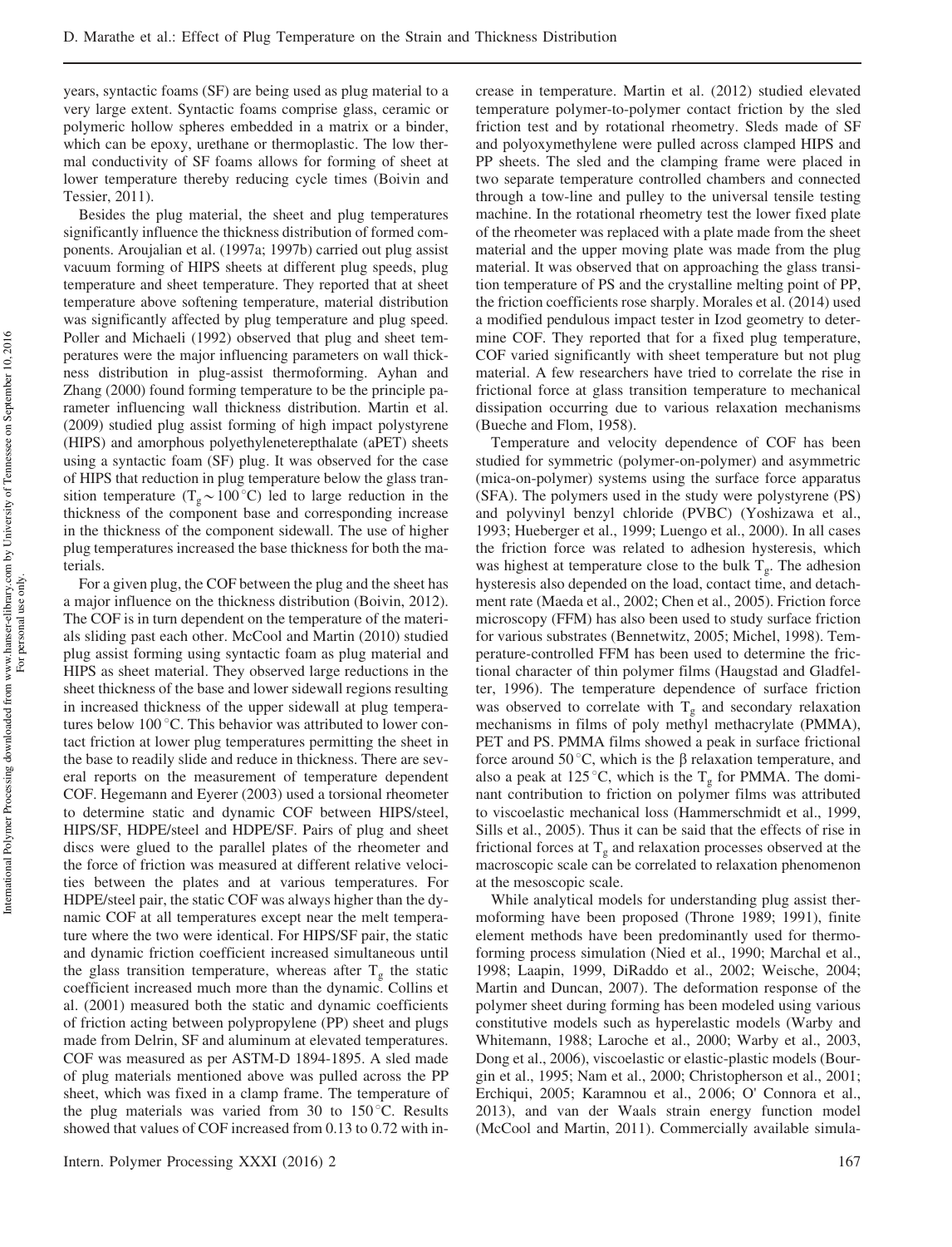years, syntactic foams (SF) are being used as plug material to a very large extent. Syntactic foams comprise glass, ceramic or polymeric hollow spheres embedded in a matrix or a binder, which can be epoxy, urethane or thermoplastic. The low thermal conductivity of SF foams allows for forming of sheet at lower temperature thereby reducing cycle times (Boivin and Tessier, 2011).

Besides the plug material, the sheet and plug temperatures significantly influence the thickness distribution of formed components. Aroujalian et al. (1997a; 1997b) carried out plug assist vacuum forming of HIPS sheets at different plug speeds, plug temperature and sheet temperature. They reported that at sheet temperature above softening temperature, material distribution was significantly affected by plug temperature and plug speed. Poller and Michaeli (1992) observed that plug and sheet temperatures were the major influencing parameters on wall thickness distribution in plug-assist thermoforming. Ayhan and Zhang (2000) found forming temperature to be the principle parameter influencing wall thickness distribution. Martin et al. (2009) studied plug assist forming of high impact polystyrene (HIPS) and amorphous polyethyleneterepthalate (aPET) sheets using a syntactic foam (SF) plug. It was observed for the case of HIPS that reduction in plug temperature below the glass transition temperature ($T_g \sim 100\,°C$) led to large reduction in the thickness of the component base and corresponding increase in the thickness of the component sidewall. The use of higher plug temperatures increased the base thickness for both the materials.

For a given plug, the COF between the plug and the sheet has a major influence on the thickness distribution (Boivin, 2012). The COF is in turn dependent on the temperature of the materials sliding past each other. McCool and Martin (2010) studied plug assist forming using syntactic foam as plug material and HIPS as sheet material. They observed large reductions in the sheet thickness of the base and lower sidewall regions resulting in increased thickness of the upper sidewall at plug temperatures below 100 °C. This behavior was attributed to lower contact friction at lower plug temperatures permitting the sheet in the base to readily slide and reduce in thickness. There are several reports on the measurement of temperature dependent COF. Hegemann and Eyerer (2003) used a torsional rheometer to determine static and dynamic COF between HIPS/steel, HIPS/SF, HDPE/steel and HDPE/SF. Pairs of plug and sheet discs were glued to the parallel plates of the rheometer and the force of friction was measured at different relative velocities between the plates and at various temperatures. For HDPE/steel pair, the static COF was always higher than the dynamic COF at all temperatures except near the melt temperature where the two were identical. For HIPS/SF pair, the static and dynamic friction coefficient increased simultaneous until the glass transition temperature, whereas after $T_g$ the static coefficient increased much more than the dynamic. Collins et al. (2001) measured both the static and dynamic coefficients of friction acting between polypropylene (PP) sheet and plugs made from Delrin, SF and aluminum at elevated temperatures. COF was measured as per ASTM-D 1894-1895. A sled made of plug materials mentioned above was pulled across the PP sheet, which was fixed in a clamp frame. The temperature of the plug materials was varied from 30 to 150 °C. Results showed that values of COF increased from 0.13 to 0.72 with increase in temperature. Martin et al. (2012) studied elevated temperature polymer-to-polymer contact friction by the sled friction test and by rotational rheometry. Sleds made of SF and polyoxymethylene were pulled across clamped HIPS and PP sheets. The sled and the clamping frame were placed in two separate temperature controlled chambers and connected through a tow-line and pulley to the universal tensile testing machine. In the rotational rheometry test the lower fixed plate of the rheometer was replaced with a plate made from the sheet material and the upper moving plate was made from the plug material. It was observed that on approaching the glass transition temperature of PS and the crystalline melting point of PP, the friction coefficients rose sharply. Morales et al. (2014) used a modified pendulous impact tester in Izod geometry to determine COF. They reported that for a fixed plug temperature, COF varied significantly with sheet temperature but not plug material. A few researchers have tried to correlate the rise in frictional force at glass transition temperature to mechanical dissipation occurring due to various relaxation mechanisms (Bueche and Flom, 1958).

Temperature and velocity dependence of COF has been studied for symmetric (polymer-on-polymer) and asymmetric (mica-on-polymer) systems using the surface force apparatus (SFA). The polymers used in the study were polystyrene (PS) and polyvinyl benzyl chloride (PVBC) (Yoshizawa et al., 1993; Hueberger et al., 1999; Luengo et al., 2000). In all cases the friction force was related to adhesion hysteresis, which was highest at temperature close to the bulk $T_g$. The adhesion hysteresis also depended on the load, contact time, and detachment rate (Maeda et al., 2002; Chen et al., 2005). Friction force microscopy (FFM) has also been used to study surface friction for various substrates (Bennetwitz, 2005; Michel, 1998). Temperature-controlled FFM has been used to determine the frictional character of thin polymer films (Haugstad and Gladfelter, 1996). The temperature dependence of surface friction was observed to correlate with $T_g$ and secondary relaxation mechanisms in films of poly methyl methacrylate (PMMA), PET and PS. PMMA films showed a peak in surface frictional force around 50 °C, which is the β relaxation temperature, and also a peak at 125 °C, which is the $T_g$ for PMMA. The dominant contribution to friction on polymer films was attributed to viscoelastic mechanical loss (Hammerschmidt et al., 1999, Sills et al., 2005). Thus it can be said that the effects of rise in frictional forces at $T_g$ and relaxation processes observed at the macroscopic scale can be correlated to relaxation phenomenon at the mesoscopic scale.

While analytical models for understanding plug assist thermoforming have been proposed (Throne 1989; 1991), finite element methods have been predominantly used for thermoforming process simulation (Nied et al., 1990; Marchal et al., 1998; Laapin, 1999, DiRaddo et al., 2002; Weische, 2004; Martin and Duncan, 2007). The deformation response of the polymer sheet during forming has been modeled using various constitutive models such as hyperelastic models (Warby and Whitemann, 1988; Laroche et al., 2000; Warby et al., 2003, Dong et al., 2006), viscoelastic or elastic-plastic models (Bourgin et al., 1995; Nam et al., 2000; Christopherson et al., 2001; Erchiqui, 2005; Karamnou et al., 2006; O' Connora et al., 2013), and van der Waals strain energy function model (McCool and Martin, 2011). Commercially available simula-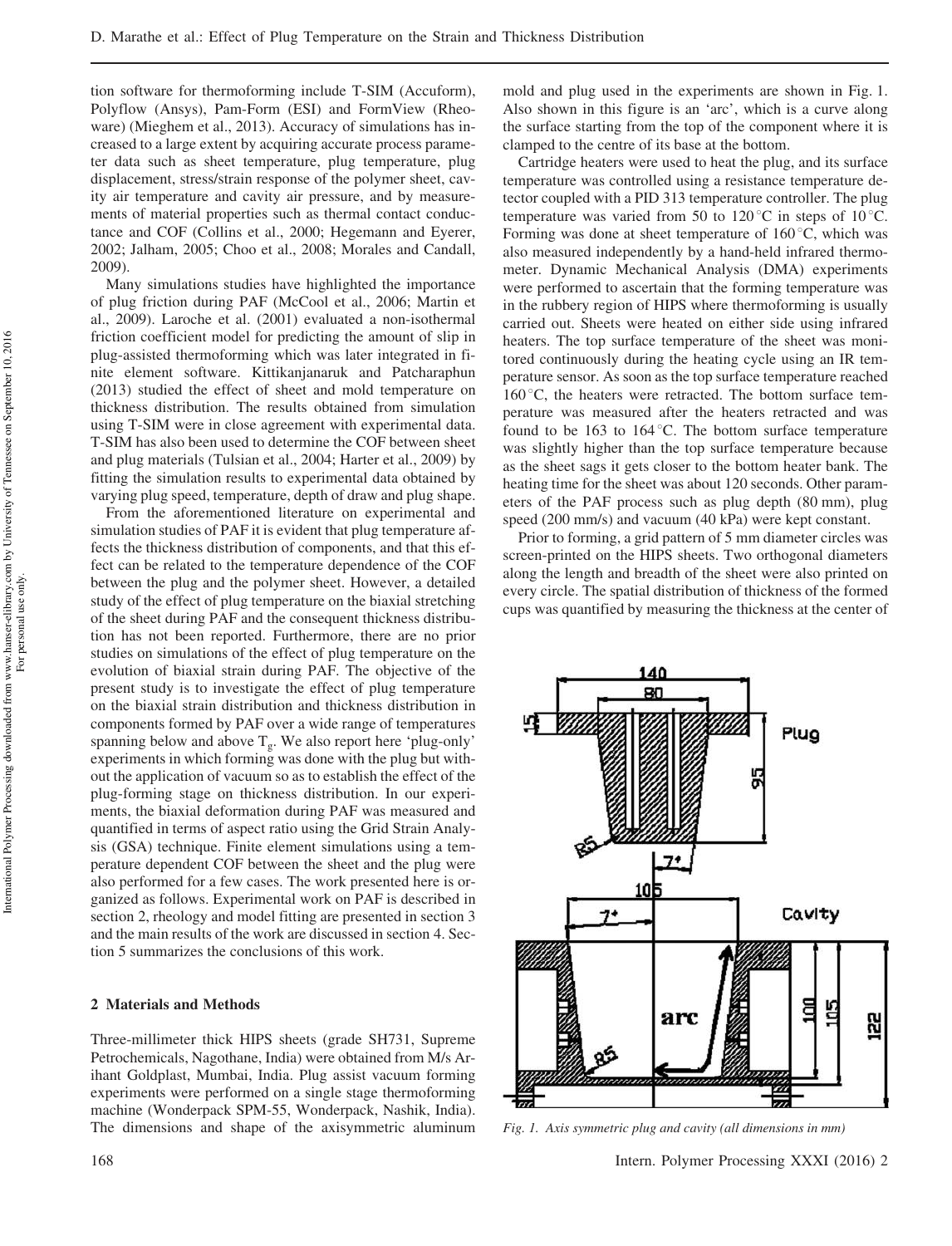tion software for thermoforming include T-SIM (Accuform), Polyflow (Ansys), Pam-Form (ESI) and FormView (Rheoware) (Mieghem et al., 2013). Accuracy of simulations has increased to a large extent by acquiring accurate process parameter data such as sheet temperature, plug temperature, plug displacement, stress/strain response of the polymer sheet, cavity air temperature and cavity air pressure, and by measurements of material properties such as thermal contact conductance and COF (Collins et al., 2000; Hegemann and Eyerer, 2002; Jalham, 2005; Choo et al., 2008; Morales and Candall, 2009).

Many simulations studies have highlighted the importance of plug friction during PAF (McCool et al., 2006; Martin et al., 2009). Laroche et al. (2001) evaluated a non-isothermal friction coefficient model for predicting the amount of slip in plug-assisted thermoforming which was later integrated in finite element software. Kittikanjanaruk and Patcharaphun (2013) studied the effect of sheet and mold temperature on thickness distribution. The results obtained from simulation using T-SIM were in close agreement with experimental data. T-SIM has also been used to determine the COF between sheet and plug materials (Tulsian et al., 2004; Harter et al., 2009) by fitting the simulation results to experimental data obtained by varying plug speed, temperature, depth of draw and plug shape.

From the aforementioned literature on experimental and simulation studies of PAF it is evident that plug temperature affects the thickness distribution of components, and that this effect can be related to the temperature dependence of the COF between the plug and the polymer sheet. However, a detailed study of the effect of plug temperature on the biaxial stretching of the sheet during PAF and the consequent thickness distribution has not been reported. Furthermore, there are no prior studies on simulations of the effect of plug temperature on the evolution of biaxial strain during PAF. The objective of the present study is to investigate the effect of plug temperature on the biaxial strain distribution and thickness distribution in components formed by PAF over a wide range of temperatures spanning below and above $T_g$. We also report here 'plug-only' experiments in which forming was done with the plug but without the application of vacuum so as to establish the effect of the plug-forming stage on thickness distribution. In our experiments, the biaxial deformation during PAF was measured and quantified in terms of aspect ratio using the Grid Strain Analysis (GSA) technique. Finite element simulations using a temperature dependent COF between the sheet and the plug were also performed for a few cases. The work presented here is organized as follows. Experimental work on PAF is described in section 2, rheology and model fitting are presented in section 3 and the main results of the work are discussed in section 4. Section 5 summarizes the conclusions of this work.

## 2 Materials and Methods

Three-millimeter thick HIPS sheets (grade SH731, Supreme Petrochemicals, Nagothane, India) were obtained from M/s Arihant Goldplast, Mumbai, India. Plug assist vacuum forming experiments were performed on a single stage thermoforming machine (Wonderpack SPM-55, Wonderpack, Nashik, India). The dimensions and shape of the axisymmetric aluminum mold and plug used in the experiments are shown in Fig. 1. Also shown in this figure is an 'arc', which is a curve along the surface starting from the top of the component where it is clamped to the centre of its base at the bottom.

Cartridge heaters were used to heat the plug, and its surface temperature was controlled using a resistance temperature detector coupled with a PID 313 temperature controller. The plug temperature was varied from 50 to 120 °C in steps of 10 °C. Forming was done at sheet temperature of 160 °C, which was also measured independently by a hand-held infrared thermometer. Dynamic Mechanical Analysis (DMA) experiments were performed to ascertain that the forming temperature was in the rubbery region of HIPS where thermoforming is usually carried out. Sheets were heated on either side using infrared heaters. The top surface temperature of the sheet was monitored continuously during the heating cycle using an IR temperature sensor. As soon as the top surface temperature reached 160 °C, the heaters were retracted. The bottom surface temperature was measured after the heaters retracted and was found to be 163 to 164 °C. The bottom surface temperature was slightly higher than the top surface temperature because as the sheet sags it gets closer to the bottom heater bank. The heating time for the sheet was about 120 seconds. Other parameters of the PAF process such as plug depth (80 mm), plug speed (200 mm/s) and vacuum (40 kPa) were kept constant.

Prior to forming, a grid pattern of 5 mm diameter circles was screen-printed on the HIPS sheets. Two orthogonal diameters along the length and breadth of the sheet were also printed on every circle. The spatial distribution of thickness of the formed cups was quantified by measuring the thickness at the center of

*Fig. 1. Axis symmetric plug and cavity (all dimensions in mm)*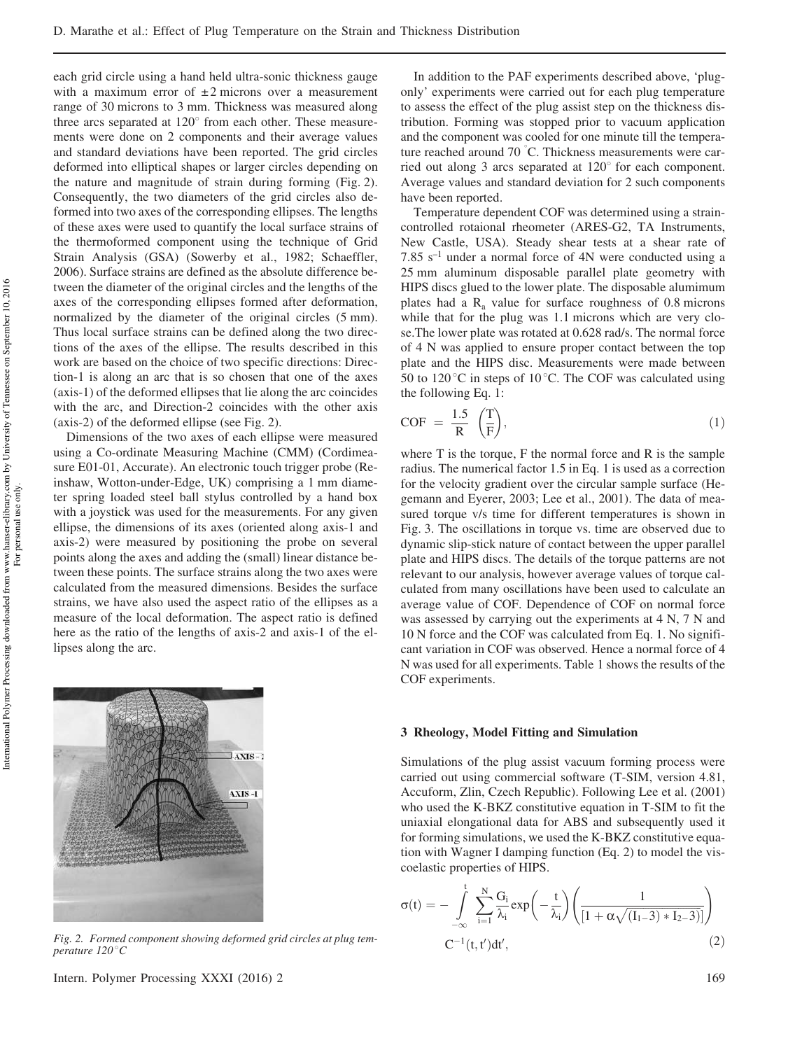each grid circle using a hand held ultra-sonic thickness gauge with a maximum error of ±2 microns over a measurement range of 30 microns to 3 mm. Thickness was measured along three arcs separated at 120° from each other. These measurements were done on 2 components and their average values and standard deviations have been reported. The grid circles deformed into elliptical shapes or larger circles depending on the nature and magnitude of strain during forming (Fig. 2). Consequently, the two diameters of the grid circles also deformed into two axes of the corresponding ellipses. The lengths of these axes were used to quantify the local surface strains of the thermoformed component using the technique of Grid Strain Analysis (GSA) (Sowerby et al., 1982; Schaeffler, 2006). Surface strains are defined as the absolute difference between the diameter of the original circles and the lengths of the axes of the corresponding ellipses formed after deformation, normalized by the diameter of the original circles (5 mm). Thus local surface strains can be defined along the two directions of the axes of the ellipse. The results described in this work are based on the choice of two specific directions: Direction-1 is along an arc that is so chosen that one of the axes (axis-1) of the deformed ellipses that lie along the arc coincides with the arc, and Direction-2 coincides with the other axis (axis-2) of the deformed ellipse (see Fig. 2).

Dimensions of the two axes of each ellipse were measured using a Co-ordinate Measuring Machine (CMM) (Cordimeasure E01-01, Accurate). An electronic touch trigger probe (Reinshaw, Wotton-under-Edge, UK) comprising a 1 mm diameter spring loaded steel ball stylus controlled by a hand box with a joystick was used for the measurements. For any given ellipse, the dimensions of its axes (oriented along axis-1 and axis-2) were measured by positioning the probe on several points along the axes and adding the (small) linear distance between these points. The surface strains along the two axes were calculated from the measured dimensions. Besides the surface strains, we have also used the aspect ratio of the ellipses as a measure of the local deformation. The aspect ratio is defined here as the ratio of the lengths of axis-2 and axis-1 of the ellipses along the arc.

*Fig. 2. Formed component showing deformed grid circles at plug temperature 120°C*

In addition to the PAF experiments described above, 'plug-only' experiments were carried out for each plug temperature to assess the effect of the plug assist step on the thickness distribution. Forming was stopped prior to vacuum application and the component was cooled for one minute till the temperature reached around 70 °C. Thickness measurements were carried out along 3 arcs separated at 120° for each component. Average values and standard deviation for 2 such components have been reported.

Temperature dependent COF was determined using a strain-controlled rotaional rheometer (ARES-G2, TA Instruments, New Castle, USA). Steady shear tests at a shear rate of 7.85 $s^{-1}$ under a normal force of 4N were conducted using a 25 mm aluminum disposable parallel plate geometry with HIPS discs glued to the lower plate. The disposable alumimum plates had a $R_a$ value for surface roughness of 0.8 microns while that for the plug was 1.1 microns which are very close.The lower plate was rotated at 0.628 rad/s. The normal force of 4 N was applied to ensure proper contact between the top plate and the HIPS disc. Measurements were made between 50 to 120 °C in steps of 10 °C. The COF was calculated using the following Eq. 1:

$$\mathrm{COF} = \frac{1.5}{R}\left(\frac{T}{F}\right), \tag{1}$$

where T is the torque, F the normal force and R is the sample radius. The numerical factor 1.5 in Eq. 1 is used as a correction for the velocity gradient over the circular sample surface (Hegemann and Eyerer, 2003; Lee et al., 2001). The data of measured torque v/s time for different temperatures is shown in Fig. 3. The oscillations in torque vs. time are observed due to dynamic slip-stick nature of contact between the upper parallel plate and HIPS discs. The details of the torque patterns are not relevant to our analysis, however average values of torque calculated from many oscillations have been used to calculate an average value of COF. Dependence of COF on normal force was assessed by carrying out the experiments at 4 N, 7 N and 10 N force and the COF was calculated from Eq. 1. No significant variation in COF was observed. Hence a normal force of 4 N was used for all experiments. Table 1 shows the results of the COF experiments.

## 3 Rheology, Model Fitting and Simulation

Simulations of the plug assist vacuum forming process were carried out using commercial software (T-SIM, version 4.81, Accuform, Zlin, Czech Republic). Following Lee et al. (2001) who used the K-BKZ constitutive equation in T-SIM to fit the uniaxial elongational data for ABS and subsequently used it for forming simulations, we used the K-BKZ constitutive equation with Wagner I damping function (Eq. 2) to model the viscoelastic properties of HIPS.

$$\sigma(t) = -\int_{-\infty}^{t} \sum_{i=1}^{N} \frac{G_i}{\lambda_i} \exp\left(-\frac{t}{\lambda_i}\right) \left(\frac{1}{\left[1+\alpha\sqrt{(I_1-3)*I_2-3)}\right]}\right) C^{-1}(t,t')dt', \tag{2}$$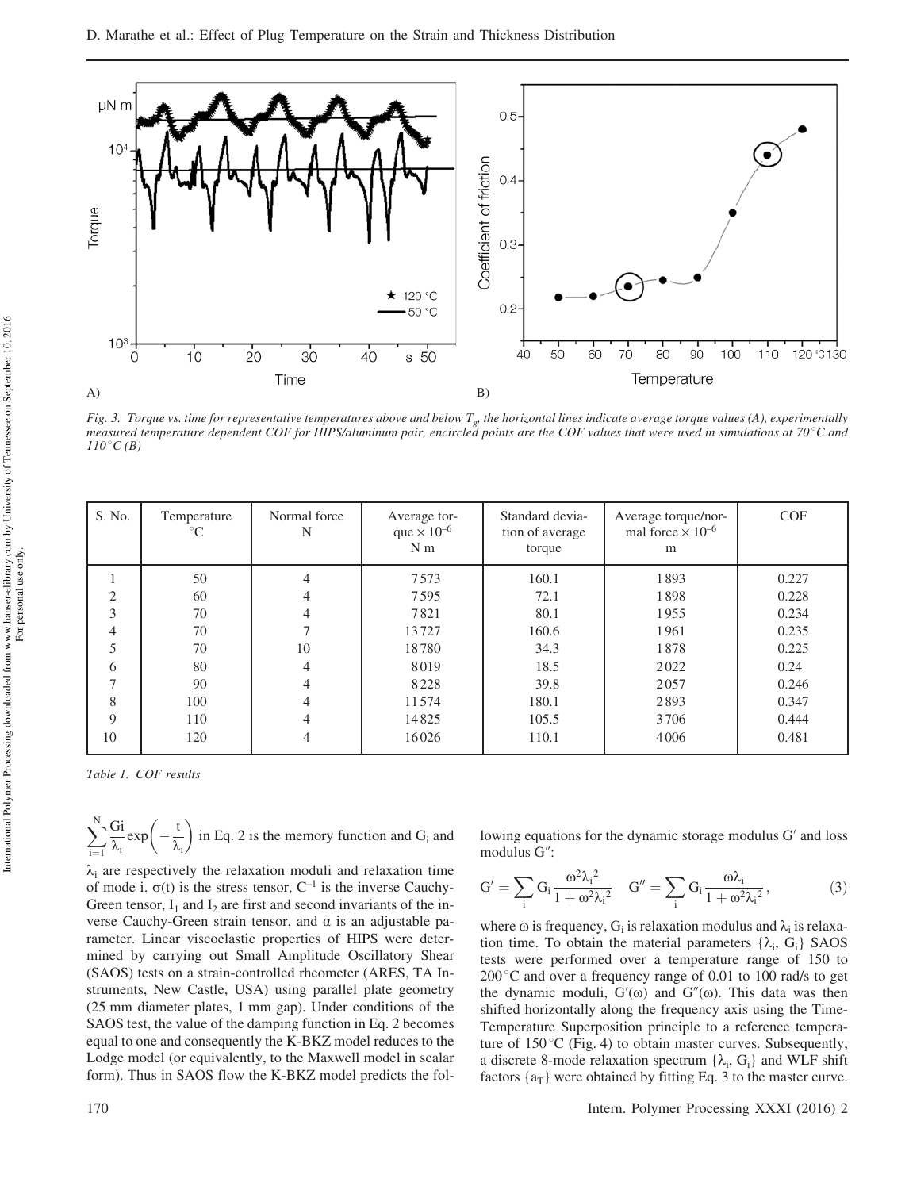*Fig. 3. Torque vs. time for representative temperatures above and below $T_g$, the horizontal lines indicate average torque values (A), experimentally measured temperature dependent COF for HIPS/aluminum pair, encircled points are the COF values that were used in simulations at 70 °C and 110 °C (B)*

| S. No. | Temperature °C | Normal force N | Average torque $\times 10^{-6}$ N m | Standard deviation of average torque | Average torque/normal force $\times 10^{-6}$ m | COF |
|---|---|---|---|---|---|---|
| 1 | 50 | 4 | 7573 | 160.1 | 1893 | 0.227 |
| 2 | 60 | 4 | 7595 | 72.1 | 1898 | 0.228 |
| 3 | 70 | 4 | 7821 | 80.1 | 1955 | 0.234 |
| 4 | 70 | 7 | 13727 | 160.6 | 1961 | 0.235 |
| 5 | 70 | 10 | 18780 | 34.3 | 1878 | 0.225 |
| 6 | 80 | 4 | 8019 | 18.5 | 2022 | 0.24 |
| 7 | 90 | 4 | 8228 | 39.8 | 2057 | 0.246 |
| 8 | 100 | 4 | 11574 | 180.1 | 2893 | 0.347 |
| 9 | 110 | 4 | 14825 | 105.5 | 3706 | 0.444 |
| 10 | 120 | 4 | 16026 | 110.1 | 4006 | 0.481 |

*Table 1. COF results*

$\sum_{i=1}^{N} \frac{G_i}{\lambda_i} \exp\left(-\frac{t}{\lambda_i}\right)$ in Eq. 2 is the memory function and $G_i$ and $\lambda_i$ are respectively the relaxation moduli and relaxation time of mode i. $\sigma(t)$ is the stress tensor, $C^{-1}$ is the inverse Cauchy-Green tensor, $I_1$ and $I_2$ are first and second invariants of the inverse Cauchy-Green strain tensor, and $\alpha$ is an adjustable parameter. Linear viscoelastic properties of HIPS were determined by carrying out Small Amplitude Oscillatory Shear (SAOS) tests on a strain-controlled rheometer (ARES, TA Instruments, New Castle, USA) using parallel plate geometry (25 mm diameter plates, 1 mm gap). Under conditions of the SAOS test, the value of the damping function in Eq. 2 becomes equal to one and consequently the K-BKZ model reduces to the Lodge model (or equivalently, to the Maxwell model in scalar form). Thus in SAOS flow the K-BKZ model predicts the following equations for the dynamic storage modulus $G'$ and loss modulus $G''$:

$$G' = \sum_i G_i \frac{\omega^2 \lambda_i^2}{1 + \omega^2 \lambda_i^2} \quad G'' = \sum_i G_i \frac{\omega \lambda_i}{1 + \omega^2 \lambda_i^2}, \tag{3}$$

where $\omega$ is frequency, $G_i$ is relaxation modulus and $\lambda_i$ is relaxation time. To obtain the material parameters $\{\lambda_i, G_i\}$ SAOS tests were performed over a temperature range of 150 to 200 °C and over a frequency range of 0.01 to 100 rad/s to get the dynamic moduli, $G'(\omega)$ and $G''(\omega)$. This data was then shifted horizontally along the frequency axis using the Time-Temperature Superposition principle to a reference temperature of 150 °C (Fig. 4) to obtain master curves. Subsequently, a discrete 8-mode relaxation spectrum $\{\lambda_i, G_i\}$ and WLF shift factors $\{a_T\}$ were obtained by fitting Eq. 3 to the master curve.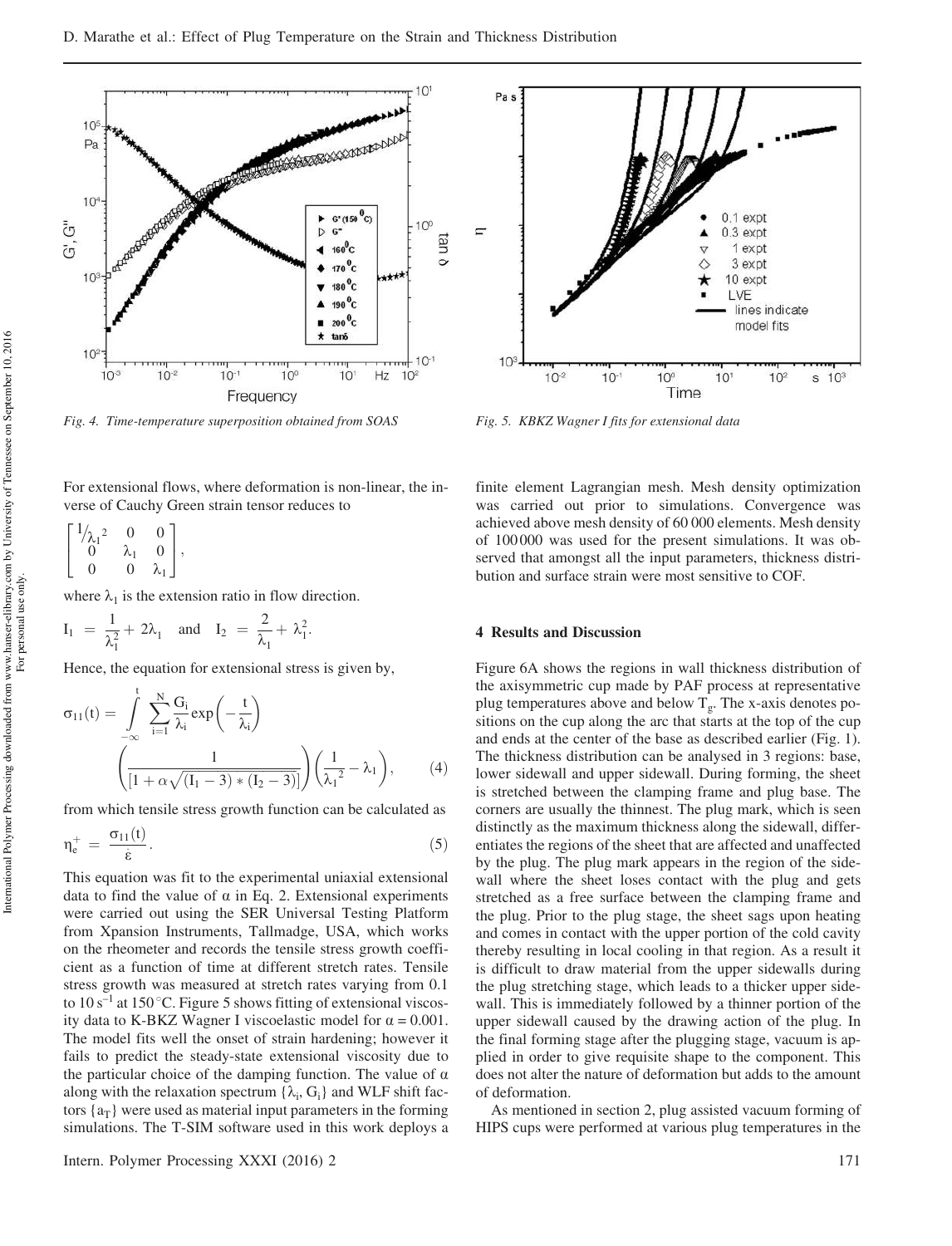Fig. 4. Time-temperature superposition obtained from SOAS

Fig. 5. KBKZ Wagner I fits for extensional data

For extensional flows, where deformation is non-linear, the inverse of Cauchy Green strain tensor reduces to

$$\begin{bmatrix} 1/\lambda_1{}^2 & 0 & 0 \\ 0 & \lambda_1 & 0 \\ 0 & 0 & \lambda_1 \end{bmatrix},$$

where $\lambda_1$ is the extension ratio in flow direction.

$$I_1 = \frac{1}{\lambda_1^2} + 2\lambda_1 \quad \text{and} \quad I_2 = \frac{2}{\lambda_1} + \lambda_1^2.$$

Hence, the equation for extensional stress is given by,

$$\sigma_{11}(t) = \int_{-\infty}^{t} \sum_{i=1}^{N} \frac{G_i}{\lambda_i} \exp\left(-\frac{t}{\lambda_i}\right) \left(\frac{1}{[1 + \alpha\sqrt{(I_1 - 3) * (I_2 - 3)}]}\right)\left(\frac{1}{\lambda_1{}^2} - \lambda_1\right), \tag{4}$$

from which tensile stress growth function can be calculated as

$$\eta_e^+ = \frac{\sigma_{11}(t)}{\varepsilon}. \tag{5}$$

This equation was fit to the experimental uniaxial extensional data to find the value of $\alpha$ in Eq. 2. Extensional experiments were carried out using the SER Universal Testing Platform from Xpansion Instruments, Tallmadge, USA, which works on the rheometer and records the tensile stress growth coefficient as a function of time at different stretch rates. Tensile stress growth was measured at stretch rates varying from 0.1 to 10 $s^{-1}$ at 150 °C. Figure 5 shows fitting of extensional viscosity data to K-BKZ Wagner I viscoelastic model for $\alpha = 0.001$. The model fits well the onset of strain hardening; however it fails to predict the steady-state extensional viscosity due to the particular choice of the damping function. The value of $\alpha$ along with the relaxation spectrum $\{\lambda_i, G_i\}$ and WLF shift factors $\{a_T\}$ were used as material input parameters in the forming simulations. The T-SIM software used in this work deploys a finite element Lagrangian mesh. Mesh density optimization was carried out prior to simulations. Convergence was achieved above mesh density of 60 000 elements. Mesh density of 100 000 was used for the present simulations. It was observed that amongst all the input parameters, thickness distribution and surface strain were most sensitive to COF.

## 4 Results and Discussion

Figure 6A shows the regions in wall thickness distribution of the axisymmetric cup made by PAF process at representative plug temperatures above and below $T_g$. The x-axis denotes positions on the cup along the arc that starts at the top of the cup and ends at the center of the base as described earlier (Fig. 1). The thickness distribution can be analysed in 3 regions: base, lower sidewall and upper sidewall. During forming, the sheet is stretched between the clamping frame and plug base. The corners are usually the thinnest. The plug mark, which is seen distinctly as the maximum thickness along the sidewall, differentiates the regions of the sheet that are affected and unaffected by the plug. The plug mark appears in the region of the sidewall where the sheet loses contact with the plug and gets stretched as a free surface between the clamping frame and the plug. Prior to the plug stage, the sheet sags upon heating and comes in contact with the upper portion of the cold cavity thereby resulting in local cooling in that region. As a result it is difficult to draw material from the upper sidewalls during the plug stretching stage, which leads to a thicker upper sidewall. This is immediately followed by a thinner portion of the upper sidewall caused by the drawing action of the plug. In the final forming stage after the plugging stage, vacuum is applied in order to give requisite shape to the component. This does not alter the nature of deformation but adds to the amount of deformation.

As mentioned in section 2, plug assisted vacuum forming of HIPS cups were performed at various plug temperatures in the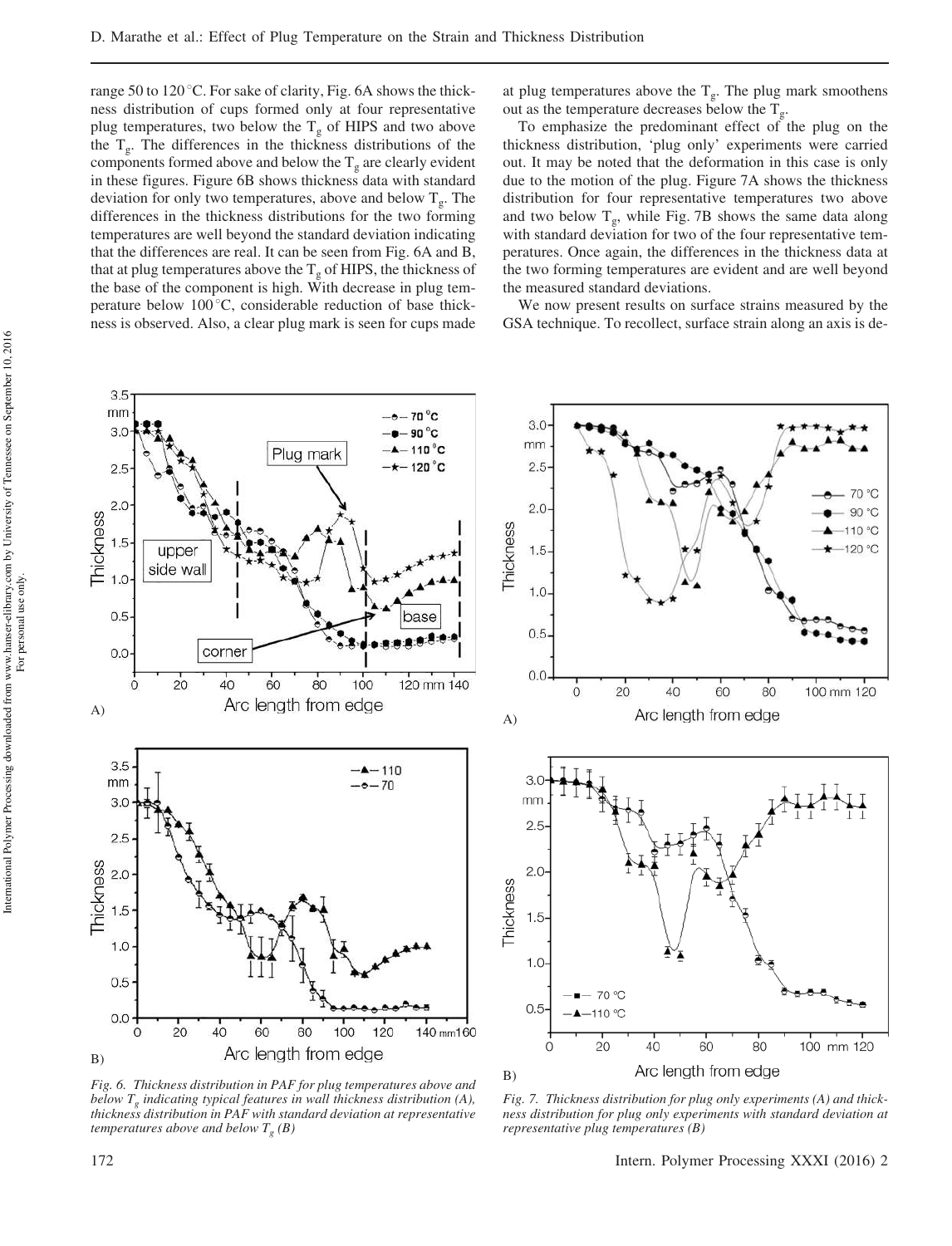range 50 to 120 °C. For sake of clarity, Fig. 6A shows the thickness distribution of cups formed only at four representative plug temperatures, two below the $T_g$ of HIPS and two above the $T_g$. The differences in the thickness distributions of the components formed above and below the $T_g$ are clearly evident in these figures. Figure 6B shows thickness data with standard deviation for only two temperatures, above and below $T_g$. The differences in the thickness distributions for the two forming temperatures are well beyond the standard deviation indicating that the differences are real. It can be seen from Fig. 6A and B, that at plug temperatures above the $T_g$ of HIPS, the thickness of the base of the component is high. With decrease in plug temperature below 100 °C, considerable reduction of base thickness is observed. Also, a clear plug mark is seen for cups made at plug temperatures above the $T_g$. The plug mark smoothens out as the temperature decreases below the $T_g$.

To emphasize the predominant effect of the plug on the thickness distribution, 'plug only' experiments were carried out. It may be noted that the deformation in this case is only due to the motion of the plug. Figure 7A shows the thickness distribution for four representative temperatures two above and two below $T_g$, while Fig. 7B shows the same data along with standard deviation for two of the four representative temperatures. Once again, the differences in the thickness data at the two forming temperatures are evident and are well beyond the measured standard deviations.

We now present results on surface strains measured by the GSA technique. To recollect, surface strain along an axis is de-

*Fig. 6. Thickness distribution in PAF for plug temperatures above and below $T_g$ indicating typical features in wall thickness distribution (A), thickness distribution in PAF with standard deviation at representative temperatures above and below $T_g$ (B)*

*Fig. 7. Thickness distribution for plug only experiments (A) and thickness distribution for plug only experiments with standard deviation at representative plug temperatures (B)*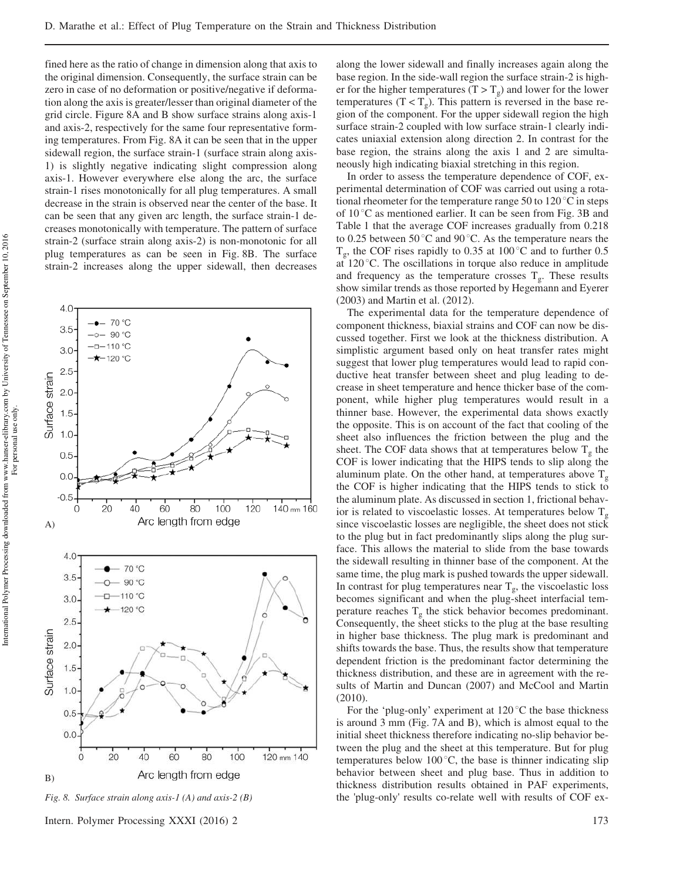fined here as the ratio of change in dimension along that axis to the original dimension. Consequently, the surface strain can be zero in case of no deformation or positive/negative if deformation along the axis is greater/lesser than original diameter of the grid circle. Figure 8A and B show surface strains along axis-1 and axis-2, respectively for the same four representative forming temperatures. From Fig. 8A it can be seen that in the upper sidewall region, the surface strain-1 (surface strain along axis-1) is slightly negative indicating slight compression along axis-1. However everywhere else along the arc, the surface strain-1 rises monotonically for all plug temperatures. A small decrease in the strain is observed near the center of the base. It can be seen that any given arc length, the surface strain-1 decreases monotonically with temperature. The pattern of surface strain-2 (surface strain along axis-2) is non-monotonic for all plug temperatures as can be seen in Fig. 8B. The surface strain-2 increases along the upper sidewall, then decreases along the lower sidewall and finally increases again along the base region. In the side-wall region the surface strain-2 is higher for the higher temperatures ($T > T_g$) and lower for the lower temperatures ($T < T_g$). This pattern is reversed in the base region of the component. For the upper sidewall region the high surface strain-2 coupled with low surface strain-1 clearly indicates uniaxial extension along direction 2. In contrast for the base region, the strains along the axis 1 and 2 are simultaneously high indicating biaxial stretching in this region.

Fig. 8. Surface strain along axis-1 (A) and axis-2 (B)

In order to assess the temperature dependence of COF, experimental determination of COF was carried out using a rotational rheometer for the temperature range 50 to 120 °C in steps of 10 °C as mentioned earlier. It can be seen from Fig. 3B and Table 1 that the average COF increases gradually from 0.218 to 0.25 between 50 °C and 90 °C. As the temperature nears the $T_g$, the COF rises rapidly to 0.35 at 100 °C and to further 0.5 at 120 °C. The oscillations in torque also reduce in amplitude and frequency as the temperature crosses $T_g$. These results show similar trends as those reported by Hegemann and Eyerer (2003) and Martin et al. (2012).

The experimental data for the temperature dependence of component thickness, biaxial strains and COF can now be discussed together. First we look at the thickness distribution. A simplistic argument based only on heat transfer rates might suggest that lower plug temperatures would lead to rapid conductive heat transfer between sheet and plug leading to decrease in sheet temperature and hence thicker base of the component, while higher plug temperatures would result in a thinner base. However, the experimental data shows exactly the opposite. This is on account of the fact that cooling of the sheet also influences the friction between the plug and the sheet. The COF data shows that at temperatures below $T_g$ the COF is lower indicating that the HIPS tends to slip along the aluminum plate. On the other hand, at temperatures above $T_g$ the COF is higher indicating that the HIPS tends to stick to the aluminum plate. As discussed in section 1, frictional behavior is related to viscoelastic losses. At temperatures below $T_g$ since viscoelastic losses are negligible, the sheet does not stick to the plug but in fact predominantly slips along the plug surface. This allows the material to slide from the base towards the sidewall resulting in thinner base of the component. At the same time, the plug mark is pushed towards the upper sidewall. In contrast for plug temperatures near $T_g$, the viscoelastic loss becomes significant and when the plug-sheet interfacial temperature reaches $T_g$ the stick behavior becomes predominant. Consequently, the sheet sticks to the plug at the base resulting in higher base thickness. The plug mark is predominant and shifts towards the base. Thus, the results show that temperature dependent friction is the predominant factor determining the thickness distribution, and these are in agreement with the results of Martin and Duncan (2007) and McCool and Martin (2010).

For the 'plug-only' experiment at 120 °C the base thickness is around 3 mm (Fig. 7A and B), which is almost equal to the initial sheet thickness therefore indicating no-slip behavior between the plug and the sheet at this temperature. But for plug temperatures below 100 °C, the base is thinner indicating slip behavior between sheet and plug base. Thus in addition to thickness distribution results obtained in PAF experiments, the 'plug-only' results co-relate well with results of COF ex-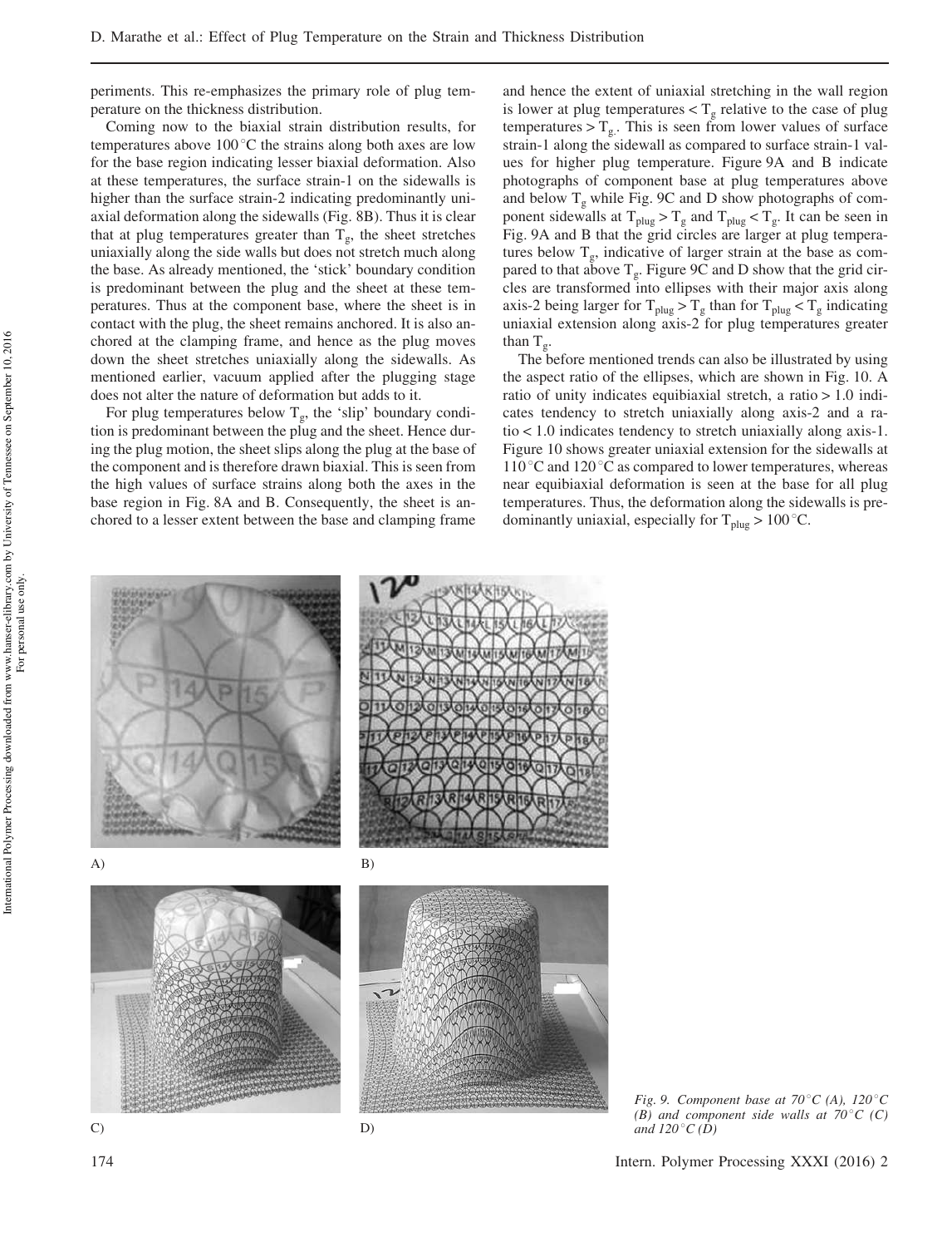periments. This re-emphasizes the primary role of plug temperature on the thickness distribution.

Coming now to the biaxial strain distribution results, for temperatures above 100 °C the strains along both axes are low for the base region indicating lesser biaxial deformation. Also at these temperatures, the surface strain-1 on the sidewalls is higher than the surface strain-2 indicating predominantly uniaxial deformation along the sidewalls (Fig. 8B). Thus it is clear that at plug temperatures greater than $T_g$, the sheet stretches uniaxially along the side walls but does not stretch much along the base. As already mentioned, the 'stick' boundary condition is predominant between the plug and the sheet at these temperatures. Thus at the component base, where the sheet is in contact with the plug, the sheet remains anchored. It is also anchored at the clamping frame, and hence as the plug moves down the sheet stretches uniaxially along the sidewalls. As mentioned earlier, vacuum applied after the plugging stage does not alter the nature of deformation but adds to it.

For plug temperatures below $T_g$, the 'slip' boundary condition is predominant between the plug and the sheet. Hence during the plug motion, the sheet slips along the plug at the base of the component and is therefore drawn biaxial. This is seen from the high values of surface strains along both the axes in the base region in Fig. 8A and B. Consequently, the sheet is anchored to a lesser extent between the base and clamping frame and hence the extent of uniaxial stretching in the wall region is lower at plug temperatures $< T_g$ relative to the case of plug temperatures $> T_g$. This is seen from lower values of surface strain-1 along the sidewall as compared to surface strain-1 values for higher plug temperature. Figure 9A and B indicate photographs of component base at plug temperatures above and below $T_g$ while Fig. 9C and D show photographs of component sidewalls at $T_{plug} > T_g$ and $T_{plug} < T_g$. It can be seen in Fig. 9A and B that the grid circles are larger at plug temperatures below $T_g$, indicative of larger strain at the base as compared to that above $T_g$. Figure 9C and D show that the grid circles are transformed into ellipses with their major axis along axis-2 being larger for $T_{plug} > T_g$ than for $T_{plug} < T_g$ indicating uniaxial extension along axis-2 for plug temperatures greater than $T_g$.

The before mentioned trends can also be illustrated by using the aspect ratio of the ellipses, which are shown in Fig. 10. A ratio of unity indicates equibiaxial stretch, a ratio > 1.0 indicates tendency to stretch uniaxially along axis-2 and a ratio < 1.0 indicates tendency to stretch uniaxially along axis-1. Figure 10 shows greater uniaxial extension for the sidewalls at 110 °C and 120 °C as compared to lower temperatures, whereas near equibiaxial deformation is seen at the base for all plug temperatures. Thus, the deformation along the sidewalls is predominantly uniaxial, especially for $T_{plug} > 100$ °C.

A) B) C) D)

*Fig. 9. Component base at 70 °C (A), 120 °C (B) and component side walls at 70 °C (C) and 120 °C (D)*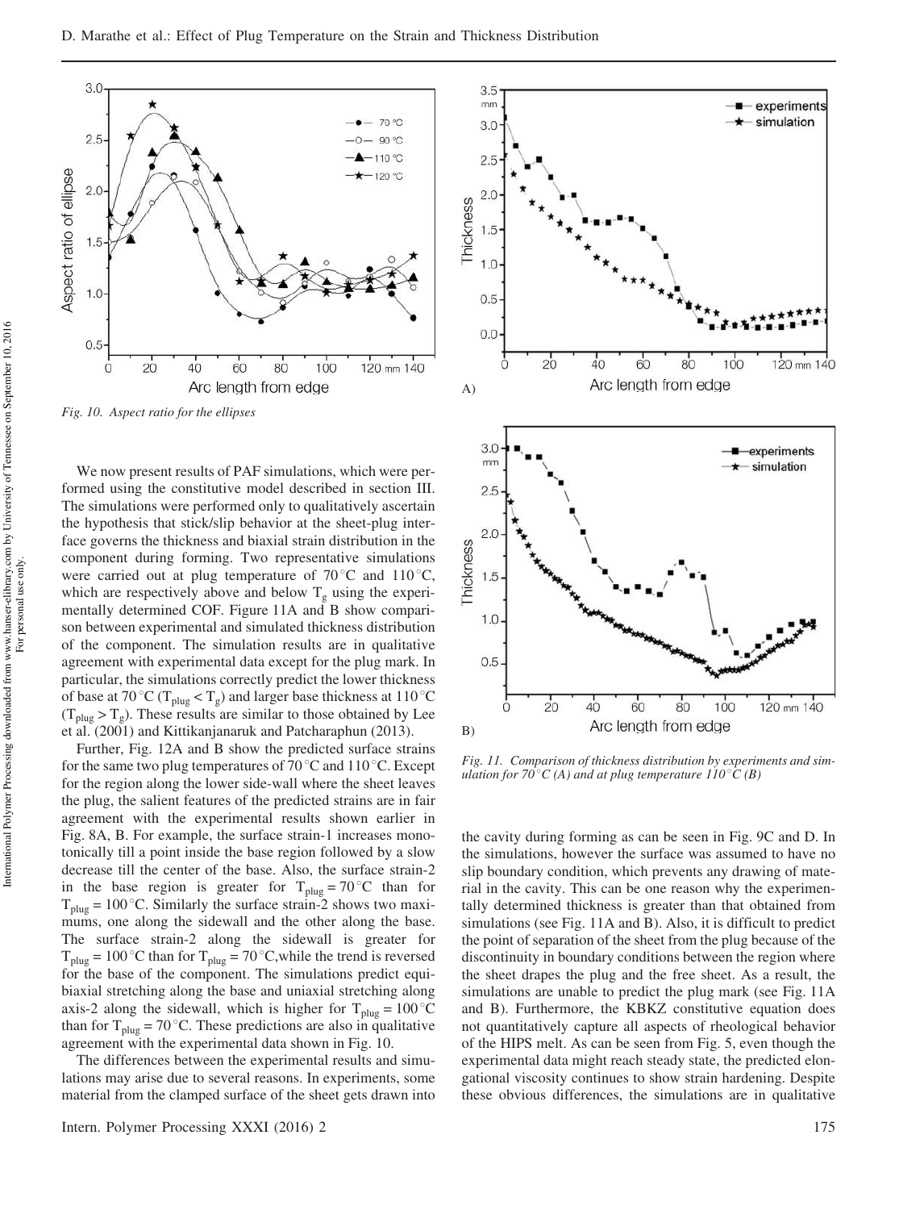*Fig. 10. Aspect ratio for the ellipses*

We now present results of PAF simulations, which were performed using the constitutive model described in section III. The simulations were performed only to qualitatively ascertain the hypothesis that stick/slip behavior at the sheet-plug interface governs the thickness and biaxial strain distribution in the component during forming. Two representative simulations were carried out at plug temperature of 70 °C and 110 °C, which are respectively above and below $T_g$ using the experimentally determined COF. Figure 11A and B show comparison between experimental and simulated thickness distribution of the component. The simulation results are in qualitative agreement with experimental data except for the plug mark. In particular, the simulations correctly predict the lower thickness of base at 70 °C ($T_{plug} < T_g$) and larger base thickness at 110 °C ($T_{plug} > T_g$). These results are similar to those obtained by Lee et al. (2001) and Kittikanjanaruk and Patcharaphun (2013).

Further, Fig. 12A and B show the predicted surface strains for the same two plug temperatures of 70 °C and 110 °C. Except for the region along the lower side-wall where the sheet leaves the plug, the salient features of the predicted strains are in fair agreement with the experimental results shown earlier in Fig. 8A, B. For example, the surface strain-1 increases monotonically till a point inside the base region followed by a slow decrease till the center of the base. Also, the surface strain-2 in the base region is greater for $T_{plug}$ = 70 °C than for $T_{plug}$ = 100 °C. Similarly the surface strain-2 shows two maximums, one along the sidewall and the other along the base. The surface strain-2 along the sidewall is greater for $T_{plug}$ = 100 °C than for $T_{plug}$ = 70 °C, while the trend is reversed for the base of the component. The simulations predict equibiaxial stretching along the base and uniaxial stretching along axis-2 along the sidewall, which is higher for $T_{plug}$ = 100 °C than for $T_{plug}$ = 70 °C. These predictions are also in qualitative agreement with the experimental data shown in Fig. 10.

The differences between the experimental results and simulations may arise due to several reasons. In experiments, some material from the clamped surface of the sheet gets drawn into the cavity during forming as can be seen in Fig. 9C and D. In the simulations, however the surface was assumed to have no slip boundary condition, which prevents any drawing of material in the cavity. This can be one reason why the experimentally determined thickness is greater than that obtained from simulations (see Fig. 11A and B). Also, it is difficult to predict the point of separation of the sheet from the plug because of the discontinuity in boundary conditions between the region where the sheet drapes the plug and the free sheet. As a result, the simulations are unable to predict the plug mark (see Fig. 11A and B). Furthermore, the KBKZ constitutive equation does not quantitatively capture all aspects of rheological behavior of the HIPS melt. As can be seen from Fig. 5, even though the experimental data might reach steady state, the predicted elongational viscosity continues to show strain hardening. Despite these obvious differences, the simulations are in qualitative

*Fig. 11. Comparison of thickness distribution by experiments and simulation for 70 °C (A) and at plug temperature 110 °C (B)*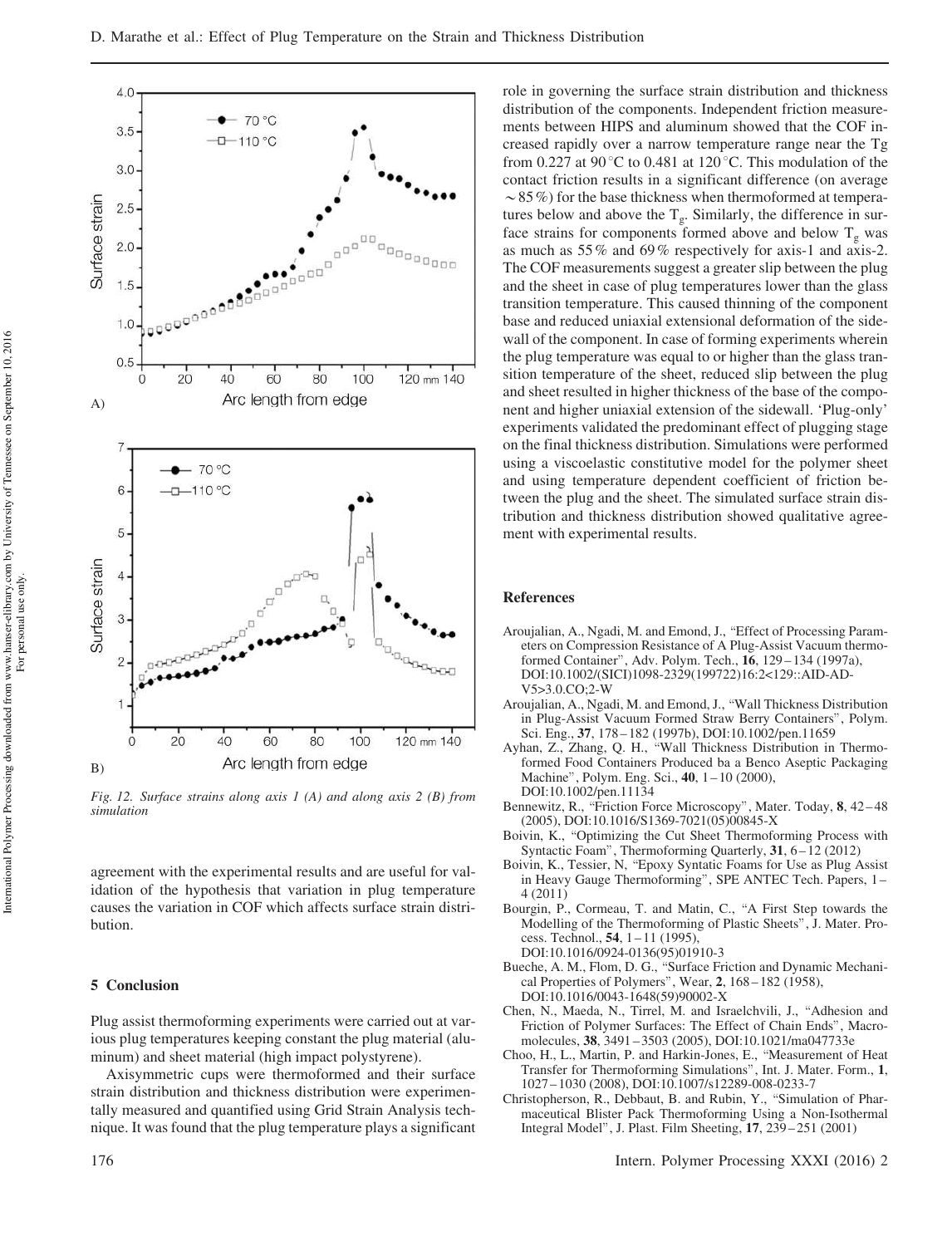Fig. 12. Surface strains along axis 1 (A) and along axis 2 (B) from simulation

agreement with the experimental results and are useful for validation of the hypothesis that variation in plug temperature causes the variation in COF which affects surface strain distribution.

## 5 Conclusion

Plug assist thermoforming experiments were carried out at various plug temperatures keeping constant the plug material (aluminum) and sheet material (high impact polystyrene).

Axisymmetric cups were thermoformed and their surface strain distribution and thickness distribution were experimentally measured and quantified using Grid Strain Analysis technique. It was found that the plug temperature plays a significant role in governing the surface strain distribution and thickness distribution of the components. Independent friction measurements between HIPS and aluminum showed that the COF increased rapidly over a narrow temperature range near the Tg from 0.227 at 90 °C to 0.481 at 120 °C. This modulation of the contact friction results in a significant difference (on average ~85 %) for the base thickness when thermoformed at temperatures below and above the $T_g$. Similarly, the difference in surface strains for components formed above and below $T_g$ was as much as 55 % and 69 % respectively for axis-1 and axis-2. The COF measurements suggest a greater slip between the plug and the sheet in case of plug temperatures lower than the glass transition temperature. This caused thinning of the component base and reduced uniaxial extensional deformation of the sidewall of the component. In case of forming experiments wherein the plug temperature was equal to or higher than the glass transition temperature of the sheet, reduced slip between the plug and sheet resulted in higher thickness of the base of the component and higher uniaxial extension of the sidewall. 'Plug-only' experiments validated the predominant effect of plugging stage on the final thickness distribution. Simulations were performed using a viscoelastic constitutive model for the polymer sheet and using temperature dependent coefficient of friction between the plug and the sheet. The simulated surface strain distribution and thickness distribution showed qualitative agreement with experimental results.

## References

Aroujalian, A., Ngadi, M. and Emond, J., "Effect of Processing Parameters on Compression Resistance of A Plug-Assist Vacuum thermoformed Container", Adv. Polym. Tech., **16**, 129–134 (1997a), DOI:10.1002/(SICI)1098-2329(199722)16:2<129::AID-ADV5>3.0.CO;2-W

Aroujalian, A., Ngadi, M. and Emond, J., "Wall Thickness Distribution in Plug-Assist Vacuum Formed Straw Berry Containers", Polym. Sci. Eng., **37**, 178–182 (1997b), DOI:10.1002/pen.11659

Ayhan, Z., Zhang, Q. H., "Wall Thickness Distribution in Thermoformed Food Containers Produced ba a Benco Aseptic Packaging Machine", Polym. Eng. Sci., **40**, 1–10 (2000), DOI:10.1002/pen.11134

Bennewitz, R., "Friction Force Microscopy", Mater. Today, **8**, 42–48 (2005), DOI:10.1016/S1369-7021(05)00845-X

Boivin, K., "Optimizing the Cut Sheet Thermoforming Process with Syntactic Foam", Thermoforming Quarterly, **31**, 6–12 (2012)

Boivin, K., Tessier, N, "Epoxy Syntactic Foams for Use as Plug Assist in Heavy Gauge Thermoforming", SPE ANTEC Tech. Papers, 1–4 (2011)

Bourgin, P., Cormeau, T. and Matin, C., "A First Step towards the Modelling of the Thermoforming of Plastic Sheets", J. Mater. Process. Technol., **54**, 1–11 (1995), DOI:10.1016/0924-0136(95)01910-3

Bueche, A. M., Flom, D. G., "Surface Friction and Dynamic Mechanical Properties of Polymers", Wear, **2**, 168–182 (1958), DOI:10.1016/0043-1648(59)90002-X

Chen, N., Maeda, N., Tirrel, M. and Israelchvili, J., "Adhesion and Friction of Polymer Surfaces: The Effect of Chain Ends", Macromolecules, **38**, 3491–3503 (2005), DOI:10.1021/ma047733e

Choo, H., L., Martin, P. and Harkin-Jones, E., "Measurement of Heat Transfer for Thermoforming Simulations", Int. J. Mater. Form., **1**, 1027–1030 (2008), DOI:10.1007/s12289-008-0233-7

Christopherson, R., Debbaut, B. and Rubin, Y., "Simulation of Pharmaceutical Blister Pack Thermoforming Using a Non-Isothermal Integral Model", J. Plast. Film Sheeting, **17**, 239–251 (2001)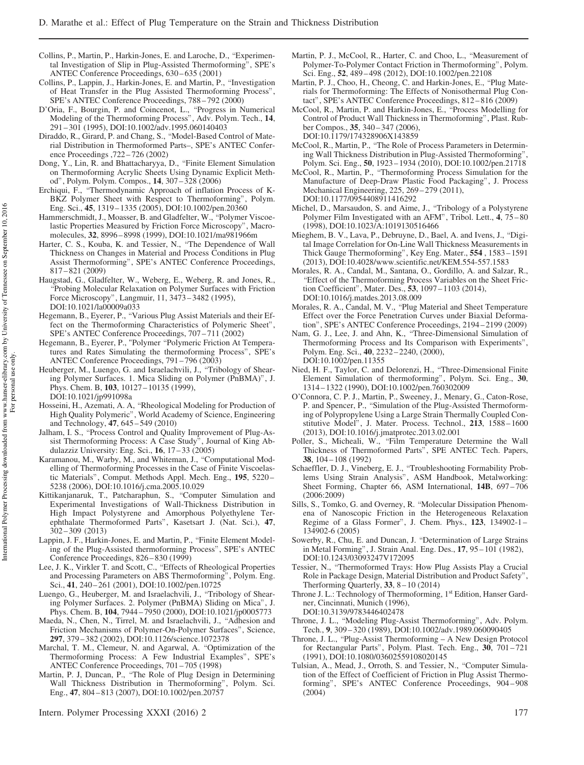Collins, P., Martin, P., Harkin-Jones, E. and Laroche, D., "Experimental Investigation of Slip in Plug-Assisted Thermoforming", SPE's ANTEC Conference Proceedings, 630 – 635 (2001)

Collins, P., Lappin, J., Harkin-Jones, E. and Martin, P., "Investigation of Heat Transfer in the Plug Assisted Thermoforming Process", SPE's ANTEC Conference Proceedings, 788 – 792 (2000)

D'Oria, F., Bourgin, P. and Coincenot, L., "Progress in Numerical Modeling of the Thermoforming Process", Adv. Polym. Tech., **14**, 291 – 301 (1995), DOI:10.1002/adv.1995.060140403

Diraddo, R., Girard, P. and Chang, S., "Model-Based Control of Material Distribution in Thermoformed Parts–, SPE's ANTEC Conference Proceedings ,722 – 726 (2002)

Dong, Y., Lin, R. and Bhattacharyya, D., "Finite Element Simulation on Thermoforming Acrylic Sheets Using Dynamic Explicit Method", Polym. Polym. Compos., **14**, 307 – 328 (2006)

Erchiqui, F., "Thermodynamic Approach of inflation Process of K-BKZ Polymer Sheet with Respect to Thermoforming", Polym. Eng. Sci., **45**, 1319 – 1335 (2005), DOI:10.1002/pen.20360

Hammerschmidt, J., Moasser, B. and Gladfelter, W., "Polymer Viscoelastic Properties Measured by Friction Force Microscopy", Macromolecules, **32**, 8996 – 8998 (1999), DOI:10.1021/ma981966m

Harter, C. S., Kouba, K. and Tessier, N., "The Dependence of Wall Thickness on Changes in Material and Process Conditions in Plug Assist Thermoforming", SPE's ANTEC Conference Proceedings, 817 – 821 (2009)

Haugstad, G., Gladfelter, W., Weberg, E., Weberg, R. and Jones, R., "Probing Molecular Relaxation on Polymer Surfaces with Friction Force Microscopy", Langmuir, 11, 3473 – 3482 (1995), DOI:10.1021/la00009a033

Hegemann, B., Eyerer, P., "Various Plug Assist Materials and their Effect on the Thermoforming Characteristics of Polymeric Sheet", SPE's ANTEC Conference Proceedings, 707 – 711 (2002)

Hegemann, B., Eyerer, P., "Polymer "Polymeric Friction At Temperatures and Rates Simulating the thermoforming Process", SPE's ANTEC Conference Proceedings, 791 – 796 (2003)

Heuberger, M., Luengo, G. and Israelachvili, J., "Tribology of Shearing Polymer Surfaces. 1. Mica Sliding on Polymer (PnBMA)", J. Phys. Chem. B, **103**, 10127 – 10135 (1999), DOI:10.1021/jp991098a

Hosseini, H., Azemati, A. A, "Rheological Modeling for Production of High Quality Polymeric", World Academy of Science, Engineering and Technology, **47**, 645 – 549 (2010)

Jalham, I. S., "Process Control and Quality Improvement of Plug-Assist Thermoforming Process: A Case Study", Journal of King Abdulazziz University: Eng. Sci., **16**, 17 – 33 (2005)

Karamanou, M., Warby, M., and Whiteman, J., "Computational Modelling of Thermoforming Processes in the Case of Finite Viscoelastic Materials", Comput. Methods Appl. Mech. Eng., **195**, 5220 – 5238 (2006), DOI:10.1016/j.cma.2005.10.029

Kittikanjanaruk, T., Patcharaphun, S., "Computer Simulation and Experimental Investigations of Wall-Thickness Distribution in High Impact Polystyrene and Amorphous Polyethylene Terephthalate Thermoformed Parts", Kasetsart J. (Nat. Sci.), **47**, 302 – 309 (2013)

Lappin, J. F., Harkin-Jones, E. and Martin, P., "Finite Element Modeling of the Plug-Assisted thermoforming Process", SPE's ANTEC Conference Proceedings, 826 – 830 (1999)

Lee, J. K., Virkler T. and Scott, C., "Effects of Rheological Properties and Processing Parameters on ABS Thermoforming", Polym. Eng. Sci., **41**, 240 – 261 (2001), DOI:10.1002/pen.10725

Luengo, G., Heuberger, M. and Israelachvili, J., "Tribology of Shearing Polymer Surfaces. 2. Polymer (PnBMA) Sliding on Mica", J. Phys. Chem. B, **104**, 7944 – 7950 (2000), DOI:10.1021/jp0005773

Maeda, N., Chen, N., Tirrel, M. and Israelachvili, J., "Adhesion and Friction Mechanisms of Polymer-On-Polymer Surfaces", Science, **297**, 379 – 382 (2002), DOI:10.1126/science.1072378

Marchal, T. M., Clemeur, N. and Agarwal, A. "Optimization of the Thermoforming Process: A Few Industrial Examples", SPE's ANTEC Conference Proceedings, 701 – 705 (1998)

Martin, P. J, Duncan, P., "The Role of Plug Design in Determining Wall Thickness Distribution in Thermoforming", Polym. Sci. Eng., **47**, 804 – 813 (2007), DOI:10.1002/pen.20757

Martin, P. J., McCool, R., Harter, C. and Choo, L., "Measurement of Polymer-To-Polymer Contact Friction in Thermoforming", Polym. Sci. Eng., **52**, 489 – 498 (2012), DOI:10.1002/pen.22108

Martin, P. J., Choo, H., Cheong, C. and Harkin-Jones, E., "Plug Materials for Thermoforming: The Effects of Nonisothermal Plug Contact", SPE's ANTEC Conference Proceedings, 812 – 816 (2009)

McCool, R., Martin, P. and Harkin-Jones, E., "Process Modelling for Control of Product Wall Thickness in Thermoforming", Plast. Rubber Compos., **35**, 340 – 347 (2006), DOI:10.1179/174328906X143859

McCool, R., Martin, P., "The Role of Process Parameters in Determining Wall Thickness Distribution in Plug-Assisted Thermoforming", Polym. Sci. Eng., **50**, 1923 – 1934 (2010), DOI:10.1002/pen.21718

McCool, R., Martin, P., "Thermoforming Process Simulation for the Manufacture of Deep-Draw Plastic Food Packaging", J. Process Mechanical Engineering, 225, 269 – 279 (2011), DOI:10.1177/0954408911416292

Michel, D., Marsaudon, S. and Aime, J., "Tribology of a Polystyrene Polymer Film Investigated with an AFM", Tribol. Lett., **4**, 75 – 80 (1998), DOI:10.1023/A:1019130516466

Mieghem, B. V., Lava, P., Debruyne, D., Bael, A. and Ivens, J., "Digital Image Correlation for On-Line Wall Thickness Measurements in Thick Gauge Thermoforming", Key Eng. Mater., **554** , 1583 – 1591 (2013), DOI:10.4028/www.scientific.net/KEM.554-557.1583

Morales, R. A., Candal, M., Santana, O., Gordillo, A. and Salzar, R., "Effect of the Thermoforming Process Variables on the Sheet Friction Coefficient", Mater. Des., **53**, 1097 – 1103 (2014), DOI:10.1016/j.matdes.2013.08.009

Morales, R. A., Candal, M. V., "Plug Material and Sheet Temperature Effect over the Force Penetration Curves under Biaxial Deformation", SPE's ANTEC Conference Proceedings, 2194 – 2199 (2009)

Nam, G. J., Lee, J. and Ahn, K., "Three-Dimensional Simulation of Thermoforming Process and Its Comparison with Experiments", Polym. Eng. Sci., **40**, 2232 – 2240, (2000), DOI:10.1002/pen.11355

Nied, H. F., Taylor, C. and Delorenzi, H., "Three-Dimensional Finite Element Simulation of thermoforming", Polym. Sci. Eng., **30**, 1314 – 1322 (1990), DOI:10.1002/pen.760302009

O'Connora, C. P. J., Martin, P., Sweeney, J., Menary, G., Caton-Rose, P. and Spencer, P., "Simulation of the Plug-Assisted Thermoforming of Polypropylene Using a Large Strain Thermally Coupled Constitutive Model", J. Mater. Process. Technol., **213**, 1588 – 1600 (2013), DOI:10.1016/j.jmatprotec.2013.02.001

Poller, S., Micheali, W., "Film Temperature Determine the Wall Thickness of Thermoformed Parts", SPE ANTEC Tech. Papers, **38**, 104 – 108 (1992)

Schaeffler, D. J., Vineberg, E. J., "Troubleshooting Formability Problems Using Strain Analysis", ASM Handbook, Metalworking: Sheet Forming, Chapter 66, ASM International, **14B**, 697 – 706 (2006:2009)

Sills, S., Tomko, G. and Overney, R. "Molecular Dissipation Phenomena of Nanoscopic Friction in the Heterogeneous Relaxation Regime of a Glass Former", J. Chem. Phys., **123**, 134902-1 – 134902-6 (2005)

Sowerby, R., Chu, E. and Duncan, J. "Determination of Large Strains in Metal Forming", J. Strain Anal. Eng. Des., **17**, 95 – 101 (1982), DOI:10.1243/03093247V172095

Tessier, N., "Thermoformed Trays: How Plug Assists Play a Crucial Role in Package Design, Material Distribution and Product Safety", Therforming Quarterly, **33**, 8 – 10 (2014)

Throne J. L.: Technology of Thermoforming, 1st Edition, Hanser Gardner, Cincinnati, Munich (1996), DOI:10.3139/9783446402478

Throne, J. L., "Modeling Plug-Assist Thermoforming", Adv. Polym. Tech., **9**, 309 – 320 (1989), DOI:10.1002/adv.1989.060090405

Throne, J. L., "Plug-Assist Thermoforming – A New Design Protocol for Rectangular Parts", Polym. Plast. Tech. Eng., **30**, 701 – 721 (1991), DOI:10.1080/03602559108020145

Tulsian, A., Mead, J., Orroth, S. and Tessier, N., "Computer Simulation of the Effect of Coefficient of Friction in Plug Assist Thermoforming", SPE's ANTEC Conference Proceedings, 904 – 908 (2004)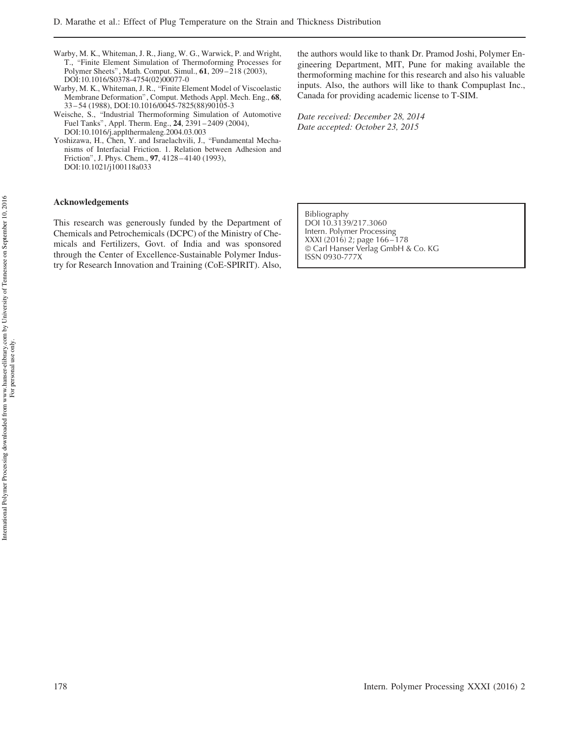Warby, M. K., Whiteman, J. R., Jiang, W. G., Warwick, P. and Wright, T., "Finite Element Simulation of Thermoforming Processes for Polymer Sheets", Math. Comput. Simul., **61**, 209–218 (2003), DOI:10.1016/S0378-4754(02)00077-0

Warby, M. K., Whiteman, J. R., "Finite Element Model of Viscoelastic Membrane Deformation", Comput. Methods Appl. Mech. Eng., **68**, 33–54 (1988), DOI:10.1016/0045-7825(88)90105-3

Weische, S., "Industrial Thermoforming Simulation of Automotive Fuel Tanks", Appl. Therm. Eng., **24**, 2391–2409 (2004), DOI:10.1016/j.applthermaleng.2004.03.003

Yoshizawa, H., Chen, Y. and Israelachvili, J., "Fundamental Mechanisms of Interfacial Friction. 1. Relation between Adhesion and Friction", J. Phys. Chem., **97**, 4128–4140 (1993), DOI:10.1021/j100118a033

## Acknowledgements

This research was generously funded by the Department of Chemicals and Petrochemicals (DCPC) of the Ministry of Chemicals and Fertilizers, Govt. of India and was sponsored through the Center of Excellence-Sustainable Polymer Industry for Research Innovation and Training (CoE-SPIRIT). Also, the authors would like to thank Dr. Pramod Joshi, Polymer Engineering Department, MIT, Pune for making available the thermoforming machine for this research and also his valuable inputs. Also, the authors will like to thank Compuplast Inc., Canada for providing academic license to T-SIM.

*Date received: December 28, 2014*
*Date accepted: October 23, 2015*

Bibliography
DOI 10.3139/217.3060
Intern. Polymer Processing
XXXI (2016) 2; page 166–178
© Carl Hanser Verlag GmbH & Co. KG
ISSN 0930-777X